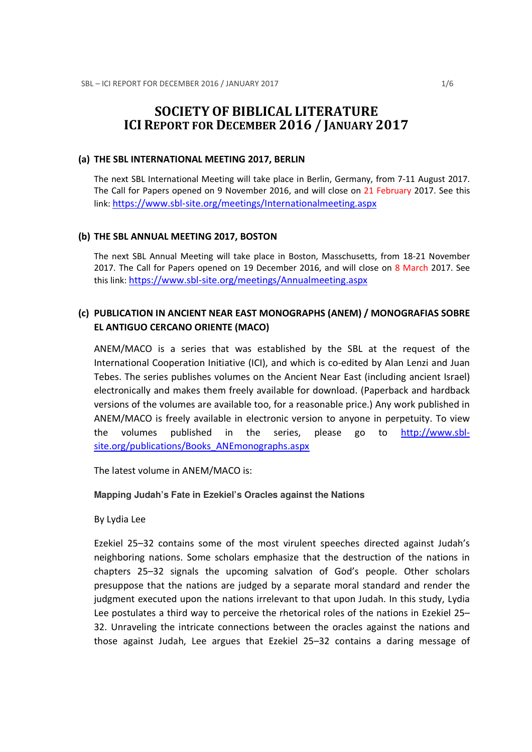# SOCIETY OF BIBLICAL LITERATURE
# ICI REPORT FOR DECEMBER 2016 / JANUARY 2017

## (a) THE SBL INTERNATIONAL MEETING 2017, BERLIN

The next SBL International Meeting will take place in Berlin, Germany, from 7-11 August 2017. The Call for Papers opened on 9 November 2016, and will close on 21 February 2017. See this link: https://www.sbl-site.org/meetings/Internationalmeeting.aspx

## (b) THE SBL ANNUAL MEETING 2017, BOSTON

The next SBL Annual Meeting will take place in Boston, Masschusetts, from 18-21 November 2017. The Call for Papers opened on 19 December 2016, and will close on 8 March 2017. See this link: https://www.sbl-site.org/meetings/Annualmeeting.aspx

## (c) PUBLICATION IN ANCIENT NEAR EAST MONOGRAPHS (ANEM) / MONOGRAFIAS SOBRE EL ANTIGUO CERCANO ORIENTE (MACO)

ANEM/MACO is a series that was established by the SBL at the request of the International Cooperation Initiative (ICI), and which is co-edited by Alan Lenzi and Juan Tebes. The series publishes volumes on the Ancient Near East (including ancient Israel) electronically and makes them freely available for download. (Paperback and hardback versions of the volumes are available too, for a reasonable price.) Any work published in ANEM/MACO is freely available in electronic version to anyone in perpetuity. To view the volumes published in the series, please go to http://www.sbl-site.org/publications/Books_ANEmonographs.aspx

The latest volume in ANEM/MACO is:

**Mapping Judah's Fate in Ezekiel's Oracles against the Nations**

By Lydia Lee

Ezekiel 25–32 contains some of the most virulent speeches directed against Judah's neighboring nations. Some scholars emphasize that the destruction of the nations in chapters 25–32 signals the upcoming salvation of God's people. Other scholars presuppose that the nations are judged by a separate moral standard and render the judgment executed upon the nations irrelevant to that upon Judah. In this study, Lydia Lee postulates a third way to perceive the rhetorical roles of the nations in Ezekiel 25–32. Unraveling the intricate connections between the oracles against the nations and those against Judah, Lee argues that Ezekiel 25–32 contains a daring message of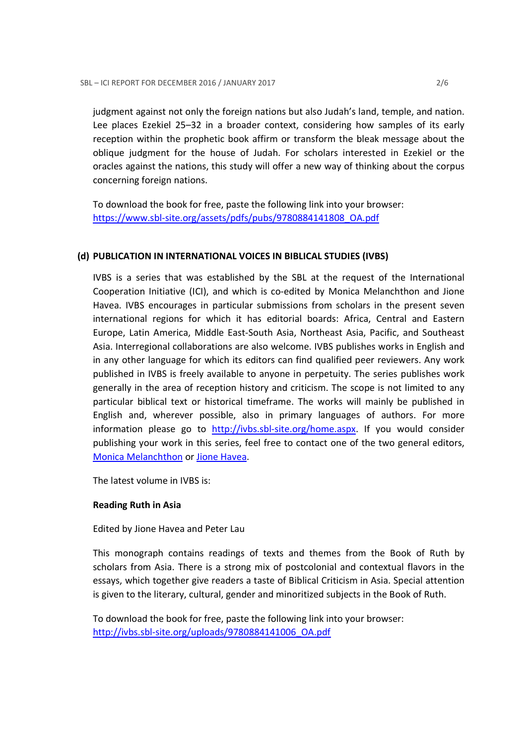judgment against not only the foreign nations but also Judah's land, temple, and nation. Lee places Ezekiel 25–32 in a broader context, considering how samples of its early reception within the prophetic book affirm or transform the bleak message about the oblique judgment for the house of Judah. For scholars interested in Ezekiel or the oracles against the nations, this study will offer a new way of thinking about the corpus concerning foreign nations.

To download the book for free, paste the following link into your browser:
[https://www.sbl-site.org/assets/pdfs/pubs/9780884141808_OA.pdf](https://www.sbl-site.org/assets/pdfs/pubs/9780884141808_OA.pdf)

### (d) PUBLICATION IN INTERNATIONAL VOICES IN BIBLICAL STUDIES (IVBS)

IVBS is a series that was established by the SBL at the request of the International Cooperation Initiative (ICI), and which is co-edited by Monica Melanchthon and Jione Havea. IVBS encourages in particular submissions from scholars in the present seven international regions for which it has editorial boards: Africa, Central and Eastern Europe, Latin America, Middle East-South Asia, Northeast Asia, Pacific, and Southeast Asia. Interregional collaborations are also welcome. IVBS publishes works in English and in any other language for which its editors can find qualified peer reviewers. Any work published in IVBS is freely available to anyone in perpetuity. The series publishes work generally in the area of reception history and criticism. The scope is not limited to any particular biblical text or historical timeframe. The works will mainly be published in English and, wherever possible, also in primary languages of authors. For more information please go to [http://ivbs.sbl-site.org/home.aspx](http://ivbs.sbl-site.org/home.aspx). If you would consider publishing your work in this series, feel free to contact one of the two general editors, Monica Melanchthon or Jione Havea.

The latest volume in IVBS is:

**Reading Ruth in Asia**

Edited by Jione Havea and Peter Lau

This monograph contains readings of texts and themes from the Book of Ruth by scholars from Asia. There is a strong mix of postcolonial and contextual flavors in the essays, which together give readers a taste of Biblical Criticism in Asia. Special attention is given to the literary, cultural, gender and minoritized subjects in the Book of Ruth.

To download the book for free, paste the following link into your browser:
[http://ivbs.sbl-site.org/uploads/9780884141006_OA.pdf](http://ivbs.sbl-site.org/uploads/9780884141006_OA.pdf)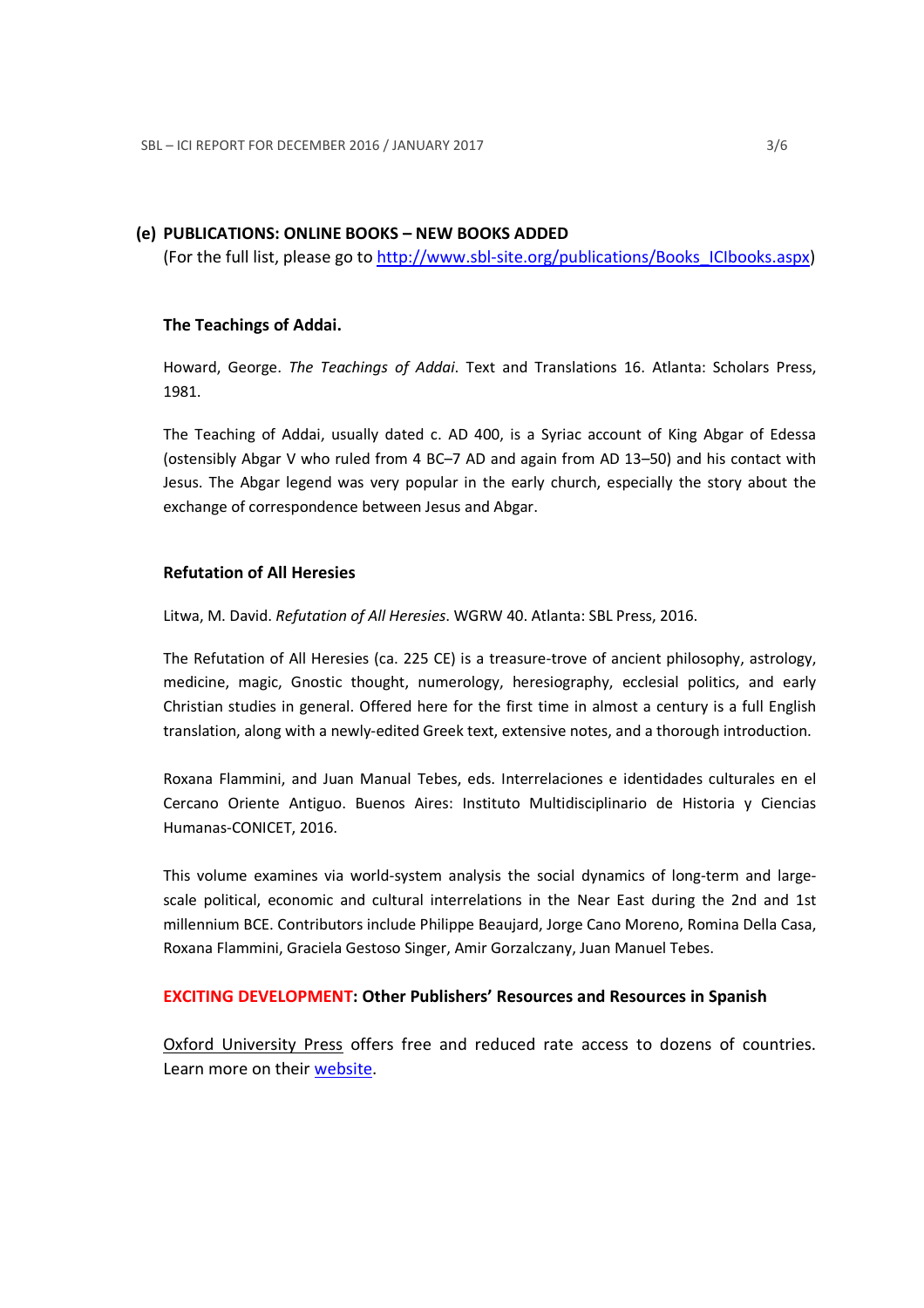### (e) PUBLICATIONS: ONLINE BOOKS – NEW BOOKS ADDED

(For the full list, please go to [http://www.sbl-site.org/publications/Books_ICIbooks.aspx](http://www.sbl-site.org/publications/Books_ICIbooks.aspx))

**The Teachings of Addai.**

Howard, George. *The Teachings of Addai*. Text and Translations 16. Atlanta: Scholars Press, 1981.

The Teaching of Addai, usually dated c. AD 400, is a Syriac account of King Abgar of Edessa (ostensibly Abgar V who ruled from 4 BC–7 AD and again from AD 13–50) and his contact with Jesus. The Abgar legend was very popular in the early church, especially the story about the exchange of correspondence between Jesus and Abgar.

**Refutation of All Heresies**

Litwa, M. David. *Refutation of All Heresies*. WGRW 40. Atlanta: SBL Press, 2016.

The Refutation of All Heresies (ca. 225 CE) is a treasure-trove of ancient philosophy, astrology, medicine, magic, Gnostic thought, numerology, heresiography, ecclesial politics, and early Christian studies in general. Offered here for the first time in almost a century is a full English translation, along with a newly-edited Greek text, extensive notes, and a thorough introduction.

Roxana Flammini, and Juan Manual Tebes, eds. Interrelaciones e identidades culturales en el Cercano Oriente Antiguo. Buenos Aires: Instituto Multidisciplinario de Historia y Ciencias Humanas-CONICET, 2016.

This volume examines via world-system analysis the social dynamics of long-term and large-scale political, economic and cultural interrelations in the Near East during the 2nd and 1st millennium BCE. Contributors include Philippe Beaujard, Jorge Cano Moreno, Romina Della Casa, Roxana Flammini, Graciela Gestoso Singer, Amir Gorzalczany, Juan Manuel Tebes.

**EXCITING DEVELOPMENT: Other Publishers' Resources and Resources in Spanish**

Oxford University Press offers free and reduced rate access to dozens of countries. Learn more on their website.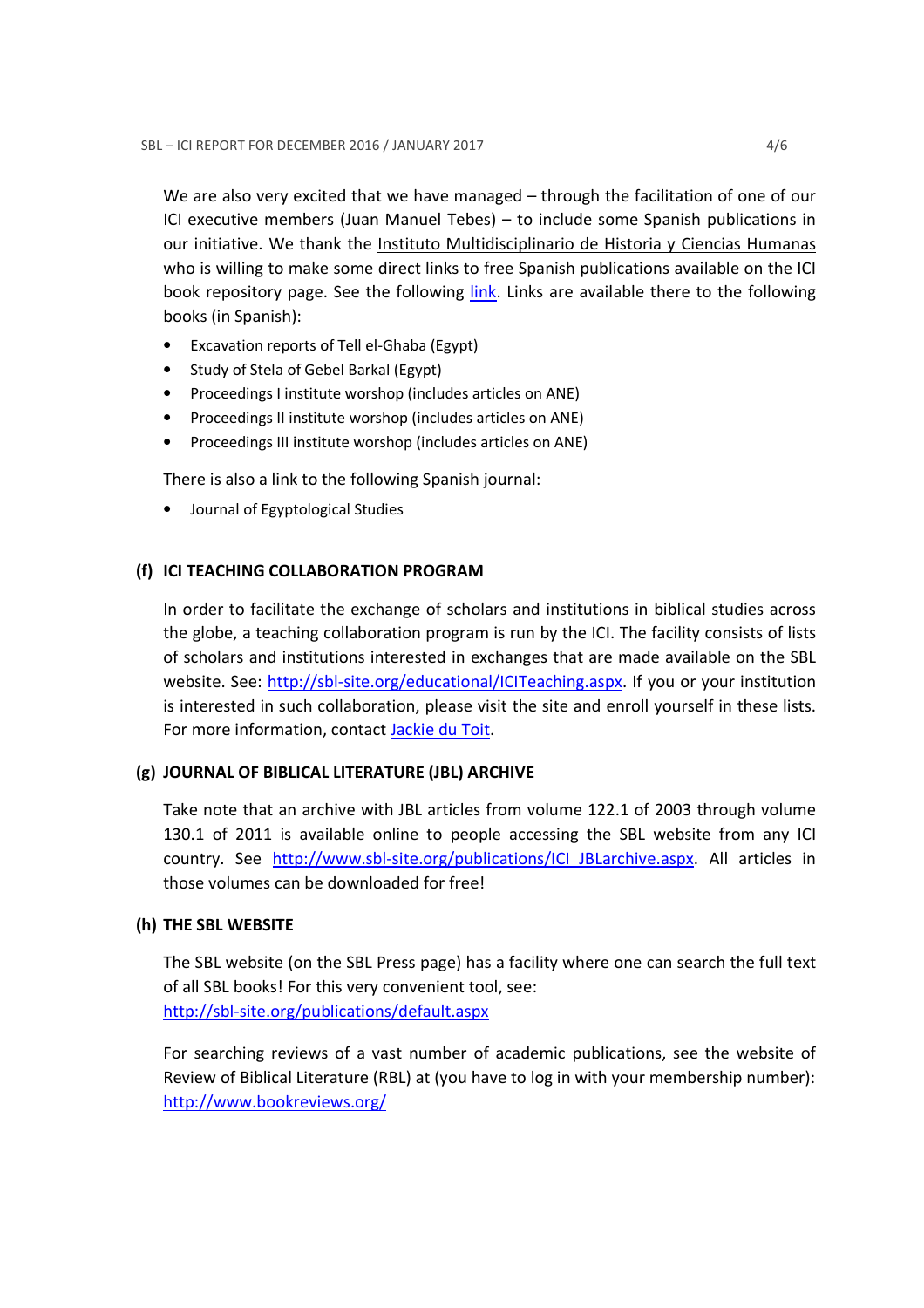We are also very excited that we have managed – through the facilitation of one of our ICI executive members (Juan Manuel Tebes) – to include some Spanish publications in our initiative. We thank the Instituto Multidisciplinario de Historia y Ciencias Humanas who is willing to make some direct links to free Spanish publications available on the ICI book repository page. See the following link. Links are available there to the following books (in Spanish):

- Excavation reports of Tell el-Ghaba (Egypt)
- Study of Stela of Gebel Barkal (Egypt)
- Proceedings I institute worshop (includes articles on ANE)
- Proceedings II institute worshop (includes articles on ANE)
- Proceedings III institute worshop (includes articles on ANE)

There is also a link to the following Spanish journal:

- Journal of Egyptological Studies

## (f) ICI TEACHING COLLABORATION PROGRAM

In order to facilitate the exchange of scholars and institutions in biblical studies across the globe, a teaching collaboration program is run by the ICI. The facility consists of lists of scholars and institutions interested in exchanges that are made available on the SBL website. See: http://sbl-site.org/educational/ICITeaching.aspx. If you or your institution is interested in such collaboration, please visit the site and enroll yourself in these lists. For more information, contact Jackie du Toit.

## (g) JOURNAL OF BIBLICAL LITERATURE (JBL) ARCHIVE

Take note that an archive with JBL articles from volume 122.1 of 2003 through volume 130.1 of 2011 is available online to people accessing the SBL website from any ICI country. See http://www.sbl-site.org/publications/ICI_JBLarchive.aspx. All articles in those volumes can be downloaded for free!

## (h) THE SBL WEBSITE

The SBL website (on the SBL Press page) has a facility where one can search the full text of all SBL books! For this very convenient tool, see:
http://sbl-site.org/publications/default.aspx

For searching reviews of a vast number of academic publications, see the website of Review of Biblical Literature (RBL) at (you have to log in with your membership number):
http://www.bookreviews.org/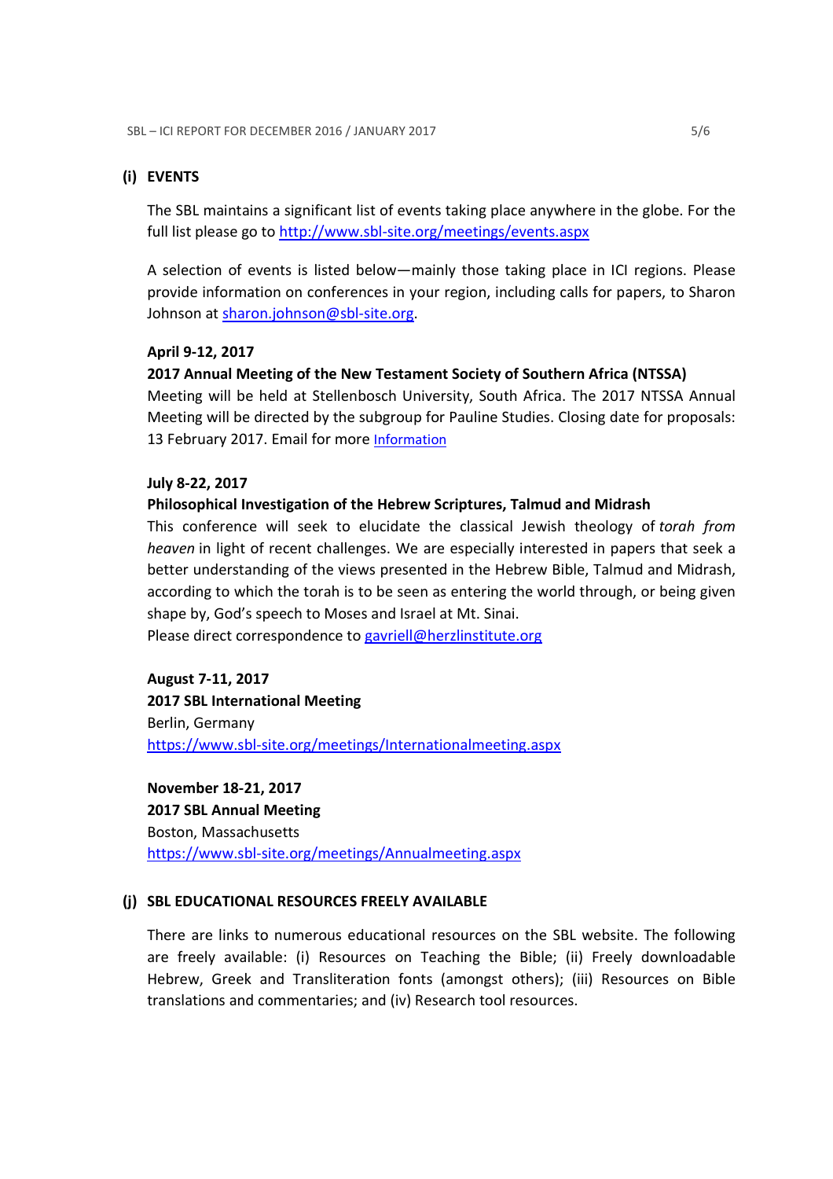## (i) EVENTS

The SBL maintains a significant list of events taking place anywhere in the globe. For the full list please go to http://www.sbl-site.org/meetings/events.aspx

A selection of events is listed below—mainly those taking place in ICI regions. Please provide information on conferences in your region, including calls for papers, to Sharon Johnson at sharon.johnson@sbl-site.org.

**April 9-12, 2017**
**2017 Annual Meeting of the New Testament Society of Southern Africa (NTSSA)**
Meeting will be held at Stellenbosch University, South Africa. The 2017 NTSSA Annual Meeting will be directed by the subgroup for Pauline Studies. Closing date for proposals: 13 February 2017. Email for more Information

**July 8-22, 2017**
**Philosophical Investigation of the Hebrew Scriptures, Talmud and Midrash**
This conference will seek to elucidate the classical Jewish theology of *torah from heaven* in light of recent challenges. We are especially interested in papers that seek a better understanding of the views presented in the Hebrew Bible, Talmud and Midrash, according to which the torah is to be seen as entering the world through, or being given shape by, God's speech to Moses and Israel at Mt. Sinai.
Please direct correspondence to gavriell@herzlinstitute.org

**August 7-11, 2017**
**2017 SBL International Meeting**
Berlin, Germany
https://www.sbl-site.org/meetings/Internationalmeeting.aspx

**November 18-21, 2017**
**2017 SBL Annual Meeting**
Boston, Massachusetts
https://www.sbl-site.org/meetings/Annualmeeting.aspx

## (j) SBL EDUCATIONAL RESOURCES FREELY AVAILABLE

There are links to numerous educational resources on the SBL website. The following are freely available: (i) Resources on Teaching the Bible; (ii) Freely downloadable Hebrew, Greek and Transliteration fonts (amongst others); (iii) Resources on Bible translations and commentaries; and (iv) Research tool resources.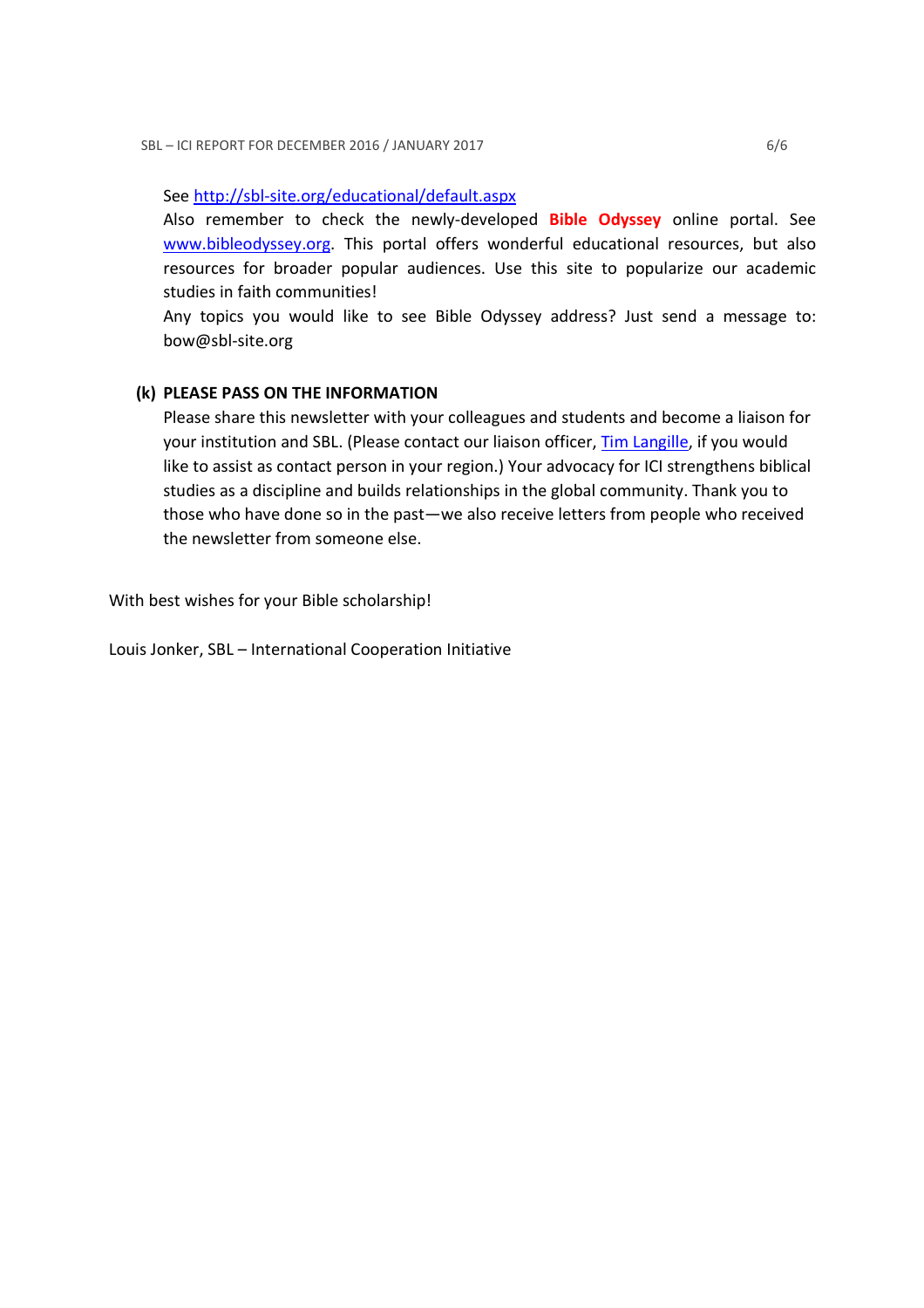See http://sbl-site.org/educational/default.aspx

Also remember to check the newly-developed **Bible Odyssey** online portal. See www.bibleodyssey.org. This portal offers wonderful educational resources, but also resources for broader popular audiences. Use this site to popularize our academic studies in faith communities!

Any topics you would like to see Bible Odyssey address? Just send a message to: bow@sbl-site.org

**(k) PLEASE PASS ON THE INFORMATION**

Please share this newsletter with your colleagues and students and become a liaison for your institution and SBL. (Please contact our liaison officer, Tim Langille, if you would like to assist as contact person in your region.) Your advocacy for ICI strengthens biblical studies as a discipline and builds relationships in the global community. Thank you to those who have done so in the past—we also receive letters from people who received the newsletter from someone else.

With best wishes for your Bible scholarship!

Louis Jonker, SBL – International Cooperation Initiative